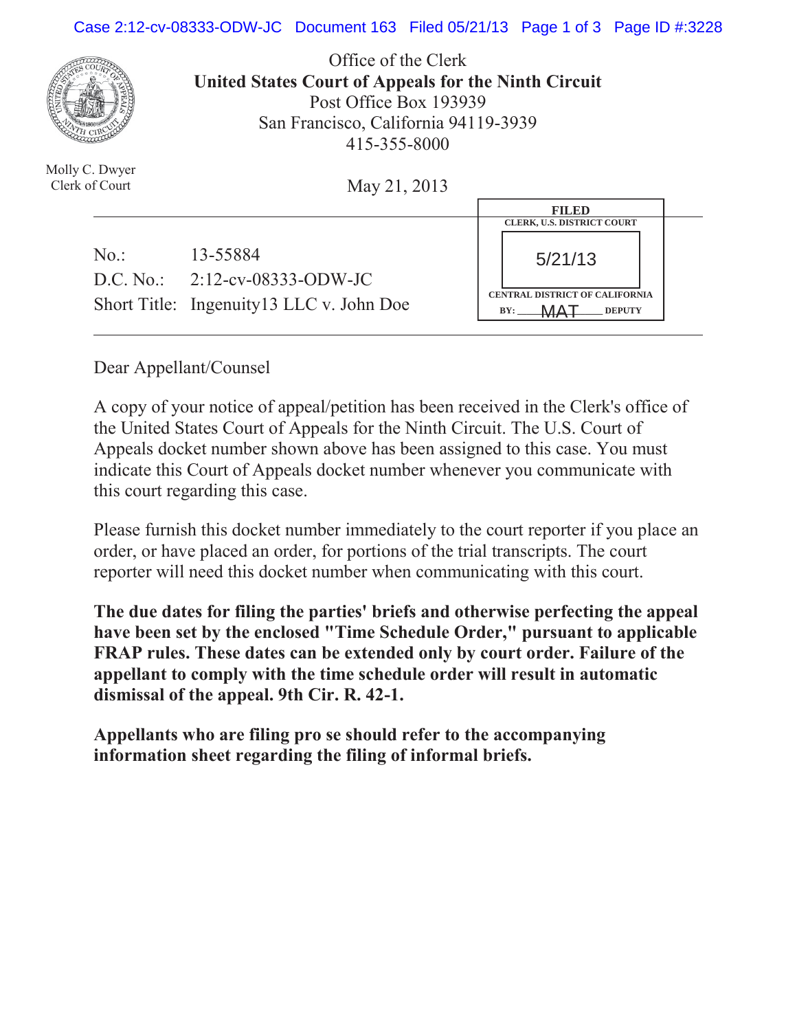Office of the Clerk
**United States Court of Appeals for the Ninth Circuit**
Post Office Box 193939
San Francisco, California 94119-3939
415-355-8000

Molly C. Dwyer
Clerk of Court

May 21, 2013

FILED
CLERK, U.S. DISTRICT COURT
5/21/13
CENTRAL DISTRICT OF CALIFORNIA
BY: MAT DEPUTY

No.: 13-55884
D.C. No.: 2:12-cv-08333-ODW-JC
Short Title: Ingenuity13 LLC v. John Doe

Dear Appellant/Counsel

A copy of your notice of appeal/petition has been received in the Clerk's office of the United States Court of Appeals for the Ninth Circuit. The U.S. Court of Appeals docket number shown above has been assigned to this case. You must indicate this Court of Appeals docket number whenever you communicate with this court regarding this case.

Please furnish this docket number immediately to the court reporter if you place an order, or have placed an order, for portions of the trial transcripts. The court reporter will need this docket number when communicating with this court.

**The due dates for filing the parties' briefs and otherwise perfecting the appeal have been set by the enclosed "Time Schedule Order," pursuant to applicable FRAP rules. These dates can be extended only by court order. Failure of the appellant to comply with the time schedule order will result in automatic dismissal of the appeal. 9th Cir. R. 42-1.**

**Appellants who are filing pro se should refer to the accompanying information sheet regarding the filing of informal briefs.**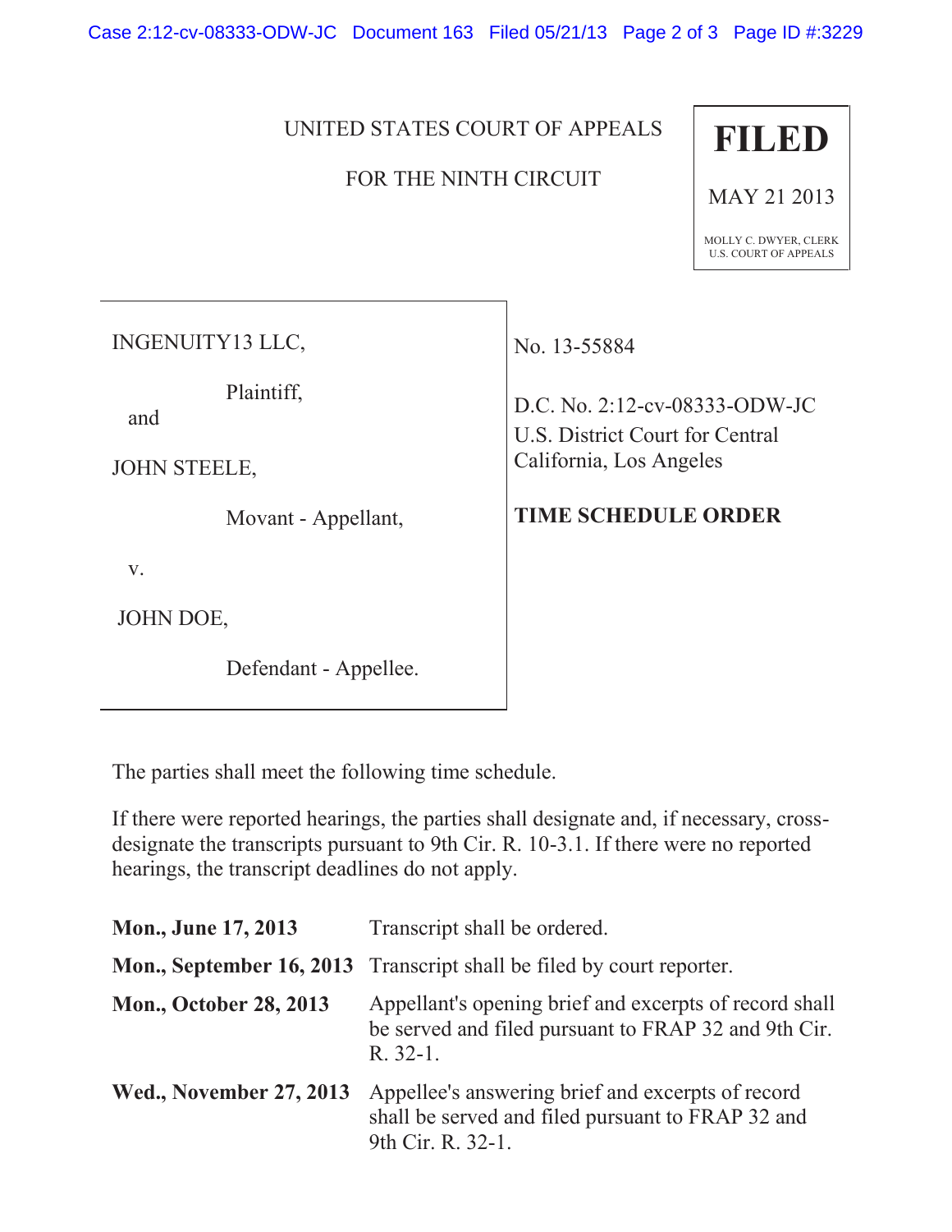UNITED STATES COURT OF APPEALS

FOR THE NINTH CIRCUIT

**FILED**

MAY 21 2013

MOLLY C. DWYER, CLERK
U.S. COURT OF APPEALS

INGENUITY13 LLC,

Plaintiff,

and

JOHN STEELE,

Movant - Appellant,

v.

JOHN DOE,

Defendant - Appellee.

No. 13-55884

D.C. No. 2:12-cv-08333-ODW-JC
U.S. District Court for Central California, Los Angeles

**TIME SCHEDULE ORDER**

The parties shall meet the following time schedule.

If there were reported hearings, the parties shall designate and, if necessary, cross-designate the transcripts pursuant to 9th Cir. R. 10-3.1. If there were no reported hearings, the transcript deadlines do not apply.

| | |
|---|---|
| **Mon., June 17, 2013** | Transcript shall be ordered. |
| **Mon., September 16, 2013** | Transcript shall be filed by court reporter. |
| **Mon., October 28, 2013** | Appellant's opening brief and excerpts of record shall be served and filed pursuant to FRAP 32 and 9th Cir. R. 32-1. |
| **Wed., November 27, 2013** | Appellee's answering brief and excerpts of record shall be served and filed pursuant to FRAP 32 and 9th Cir. R. 32-1. |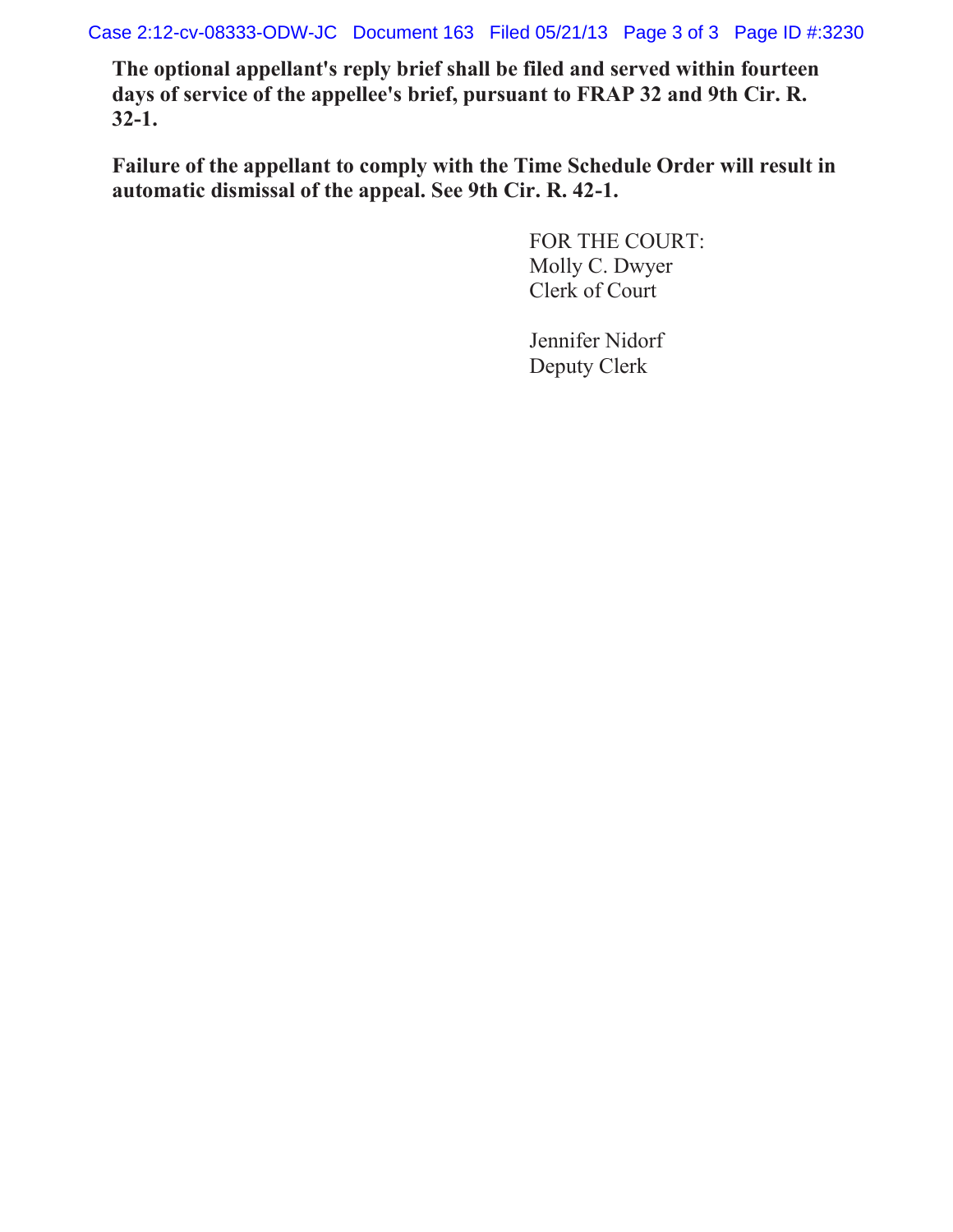**The optional appellant's reply brief shall be filed and served within fourteen days of service of the appellee's brief, pursuant to FRAP 32 and 9th Cir. R. 32-1.**

**Failure of the appellant to comply with the Time Schedule Order will result in automatic dismissal of the appeal. See 9th Cir. R. 42-1.**

FOR THE COURT:
Molly C. Dwyer
Clerk of Court

Jennifer Nidorf
Deputy Clerk